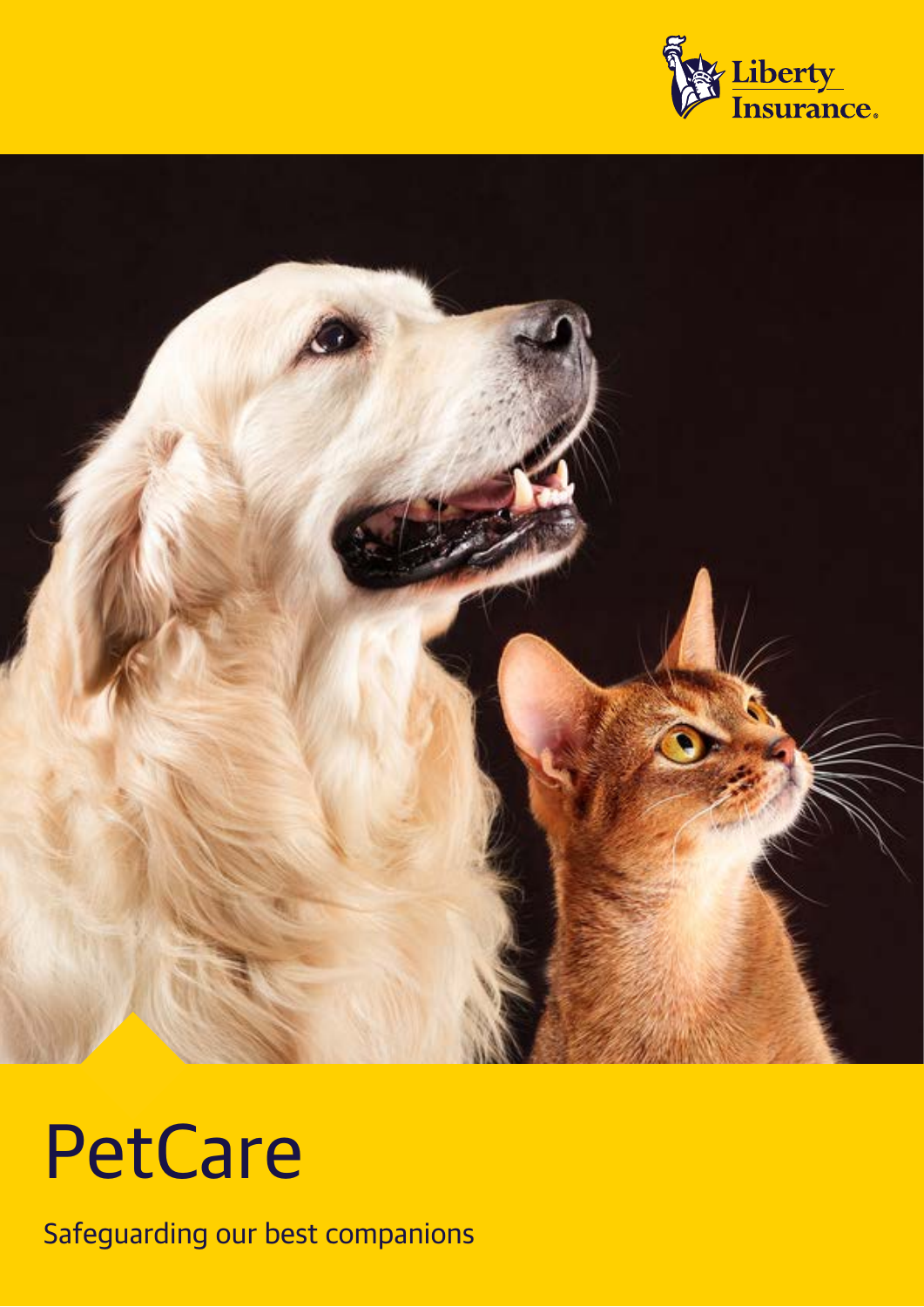Liberty Insurance.

# PetCare

Safeguarding our best companions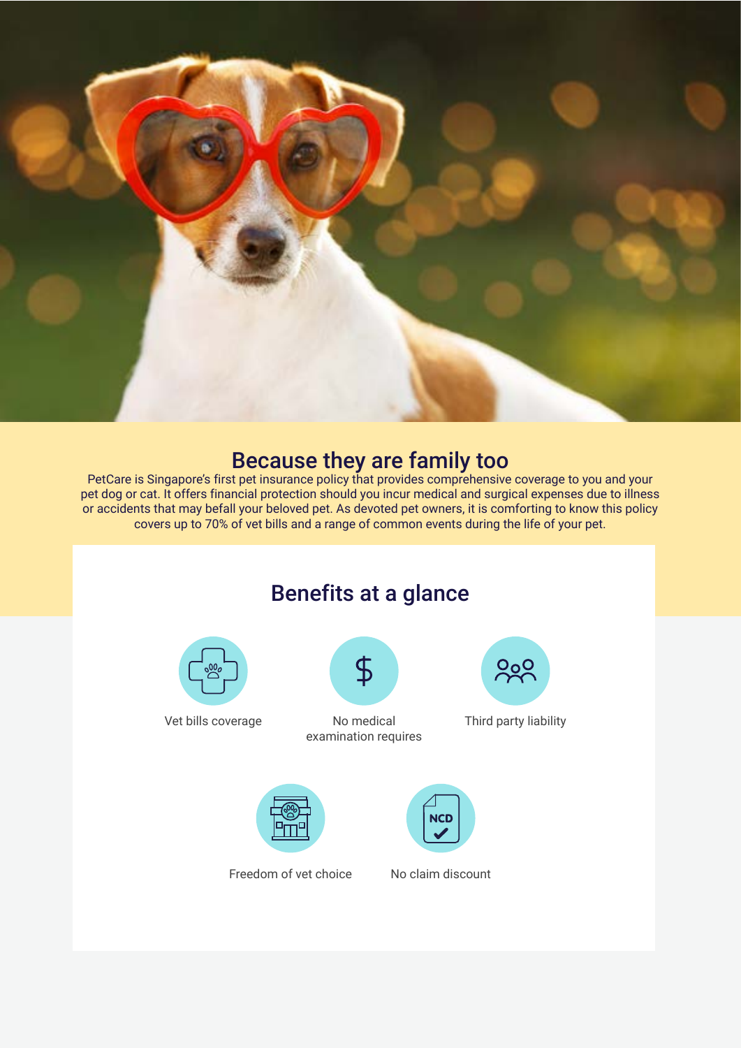## Because they are family too

PetCare is Singapore's first pet insurance policy that provides comprehensive coverage to you and your pet dog or cat. It offers financial protection should you incur medical and surgical expenses due to illness or accidents that may befall your beloved pet. As devoted pet owners, it is comforting to know this policy covers up to 70% of vet bills and a range of common events during the life of your pet.

## Benefits at a glance

- Vet bills coverage
- No medical examination requires
- Third party liability
- Freedom of vet choice
- No claim discount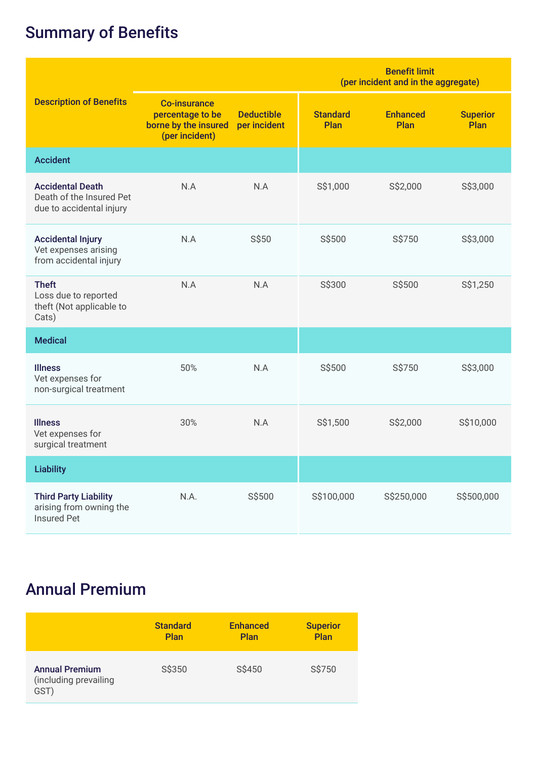## Summary of Benefits

| Description of Benefits | Co-insurance percentage to be borne by the insured (per incident) | Deductible per incident | Benefit limit (per incident and in the aggregate) | | |
|---|---|---|---|---|---|
| | | | Standard Plan | Enhanced Plan | Superior Plan |
| **Accident** | | | | | |
| **Accidental Death** Death of the Insured Pet due to accidental injury | N.A | N.A | S$1,000 | S$2,000 | S$3,000 |
| **Accidental Injury** Vet expenses arising from accidental injury | N.A | S$50 | S$500 | S$750 | S$3,000 |
| **Theft** Loss due to reported theft (Not applicable to Cats) | N.A | N.A | S$300 | S$500 | S$1,250 |
| **Medical** | | | | | |
| **Illness** Vet expenses for non-surgical treatment | 50% | N.A | S$500 | S$750 | S$3,000 |
| **Illness** Vet expenses for surgical treatment | 30% | N.A | S$1,500 | S$2,000 | S$10,000 |
| **Liability** | | | | | |
| **Third Party Liability** arising from owning the Insured Pet | N.A. | S$500 | S$100,000 | S$250,000 | S$500,000 |

## Annual Premium

| | Standard Plan | Enhanced Plan | Superior Plan |
|---|---|---|---|
| **Annual Premium** (including prevailing GST) | S$350 | S$450 | S$750 |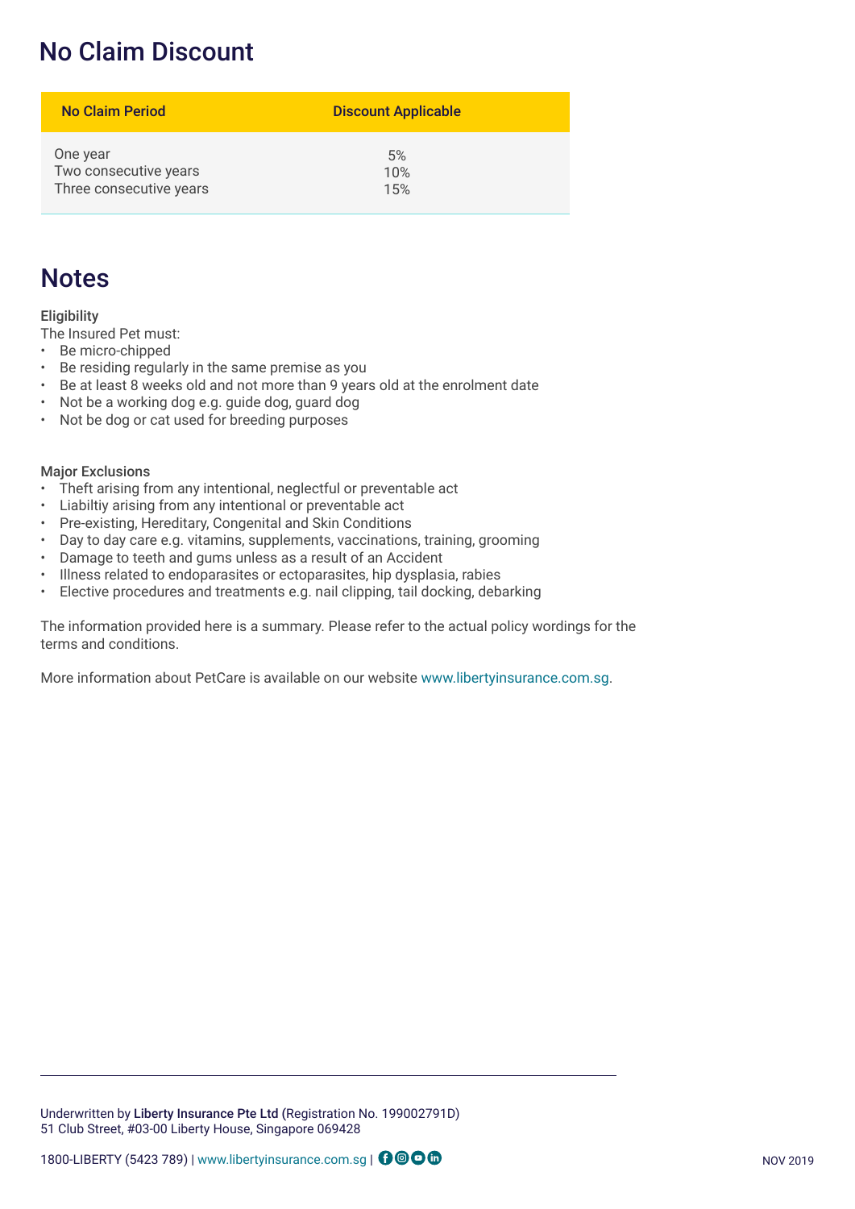# No Claim Discount

| No Claim Period | Discount Applicable |
| --- | --- |
| One year | 5% |
| Two consecutive years | 10% |
| Three consecutive years | 15% |

# Notes

**Eligibility**

The Insured Pet must:

- Be micro-chipped
- Be residing regularly in the same premise as you
- Be at least 8 weeks old and not more than 9 years old at the enrolment date
- Not be a working dog e.g. guide dog, guard dog
- Not be dog or cat used for breeding purposes

**Major Exclusions**

- Theft arising from any intentional, neglectful or preventable act
- Liabiltiy arising from any intentional or preventable act
- Pre-existing, Hereditary, Congenital and Skin Conditions
- Day to day care e.g. vitamins, supplements, vaccinations, training, grooming
- Damage to teeth and gums unless as a result of an Accident
- Illness related to endoparasites or ectoparasites, hip dysplasia, rabies
- Elective procedures and treatments e.g. nail clipping, tail docking, debarking

The information provided here is a summary. Please refer to the actual policy wordings for the terms and conditions.

More information about PetCare is available on our website www.libertyinsurance.com.sg.

Underwritten by **Liberty Insurance Pte Ltd** (Registration No. 199002791D)
51 Club Street, #03-00 Liberty House, Singapore 069428

1800-LIBERTY (5423 789) | www.libertyinsurance.com.sg |

NOV 2019